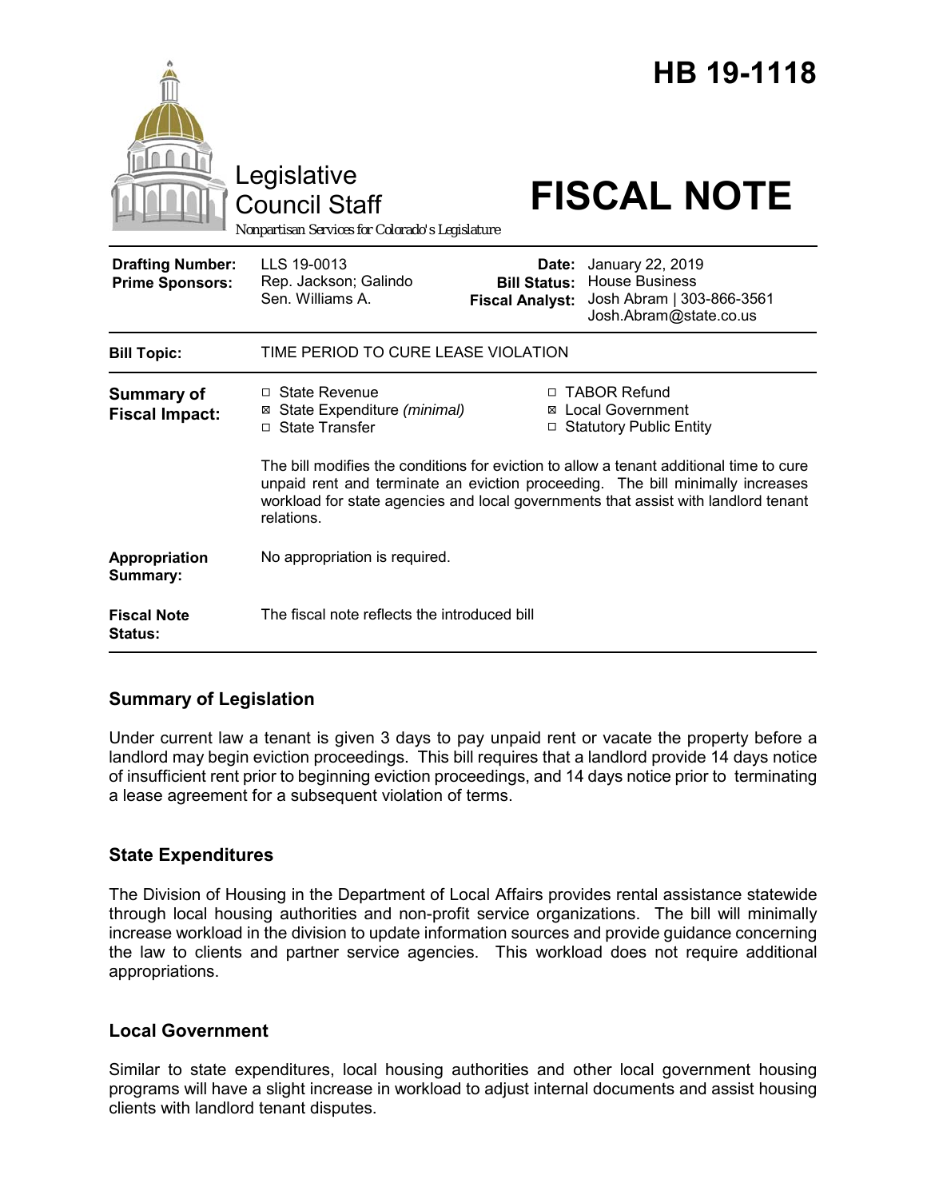# HB 19-1118

Legislative Council Staff

*Nonpartisan Services for Colorado's Legislature*

# FISCAL NOTE

| | | | |
|---|---|---|---|
| **Drafting Number:** | LLS 19-0013 | **Date:** | January 22, 2019 |
| **Prime Sponsors:** | Rep. Jackson; Galindo<br>Sen. Williams A. | **Bill Status:** | House Business |
| | | **Fiscal Analyst:** | Josh Abram \| 303-866-3561<br>Josh.Abram@state.co.us |

| | |
|---|---|
| **Bill Topic:** | TIME PERIOD TO CURE LEASE VIOLATION |
| **Summary of Fiscal Impact:** | ☐ State Revenue<br>☒ State Expenditure *(minimal)*<br>☐ State Transfer<br>☐ TABOR Refund<br>☒ Local Government<br>☐ Statutory Public Entity<br><br>The bill modifies the conditions for eviction to allow a tenant additional time to cure unpaid rent and terminate an eviction proceeding. The bill minimally increases workload for state agencies and local governments that assist with landlord tenant relations. |
| **Appropriation Summary:** | No appropriation is required. |
| **Fiscal Note Status:** | The fiscal note reflects the introduced bill |

## Summary of Legislation

Under current law a tenant is given 3 days to pay unpaid rent or vacate the property before a landlord may begin eviction proceedings. This bill requires that a landlord provide 14 days notice of insufficient rent prior to beginning eviction proceedings, and 14 days notice prior to terminating a lease agreement for a subsequent violation of terms.

## State Expenditures

The Division of Housing in the Department of Local Affairs provides rental assistance statewide through local housing authorities and non-profit service organizations. The bill will minimally increase workload in the division to update information sources and provide guidance concerning the law to clients and partner service agencies. This workload does not require additional appropriations.

## Local Government

Similar to state expenditures, local housing authorities and other local government housing programs will have a slight increase in workload to adjust internal documents and assist housing clients with landlord tenant disputes.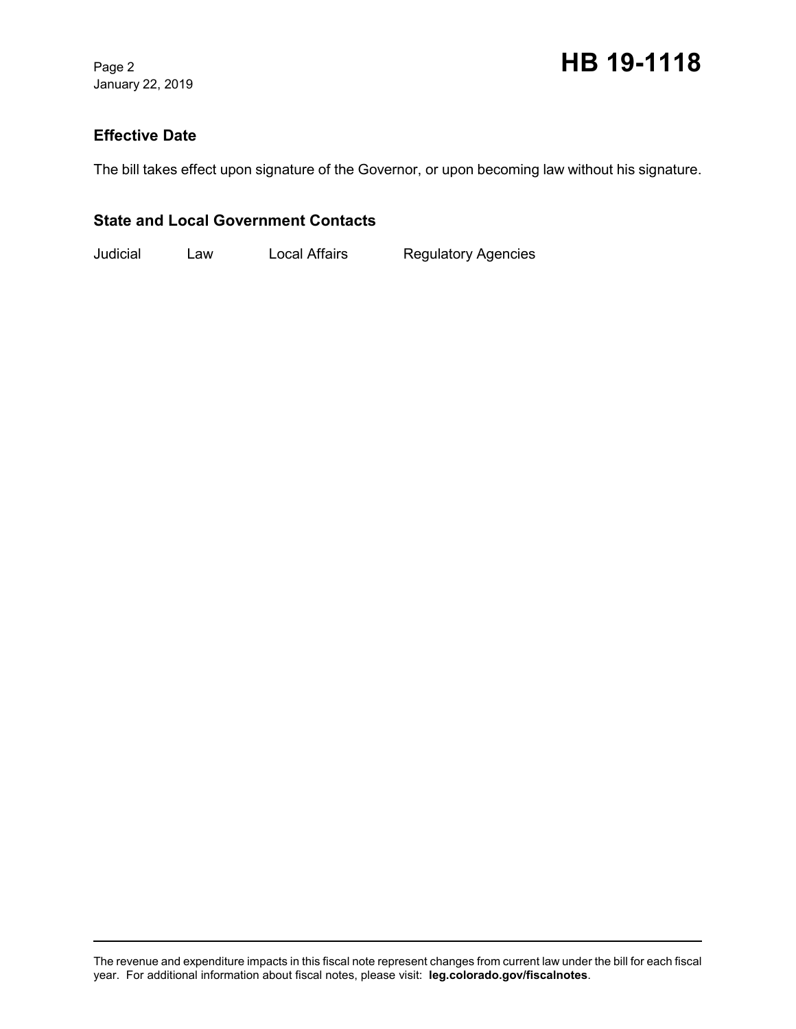## Effective Date

The bill takes effect upon signature of the Governor, or upon becoming law without his signature.

## State and Local Government Contacts

Judicial    Law    Local Affairs    Regulatory Agencies

The revenue and expenditure impacts in this fiscal note represent changes from current law under the bill for each fiscal year. For additional information about fiscal notes, please visit: **leg.colorado.gov/fiscalnotes**.